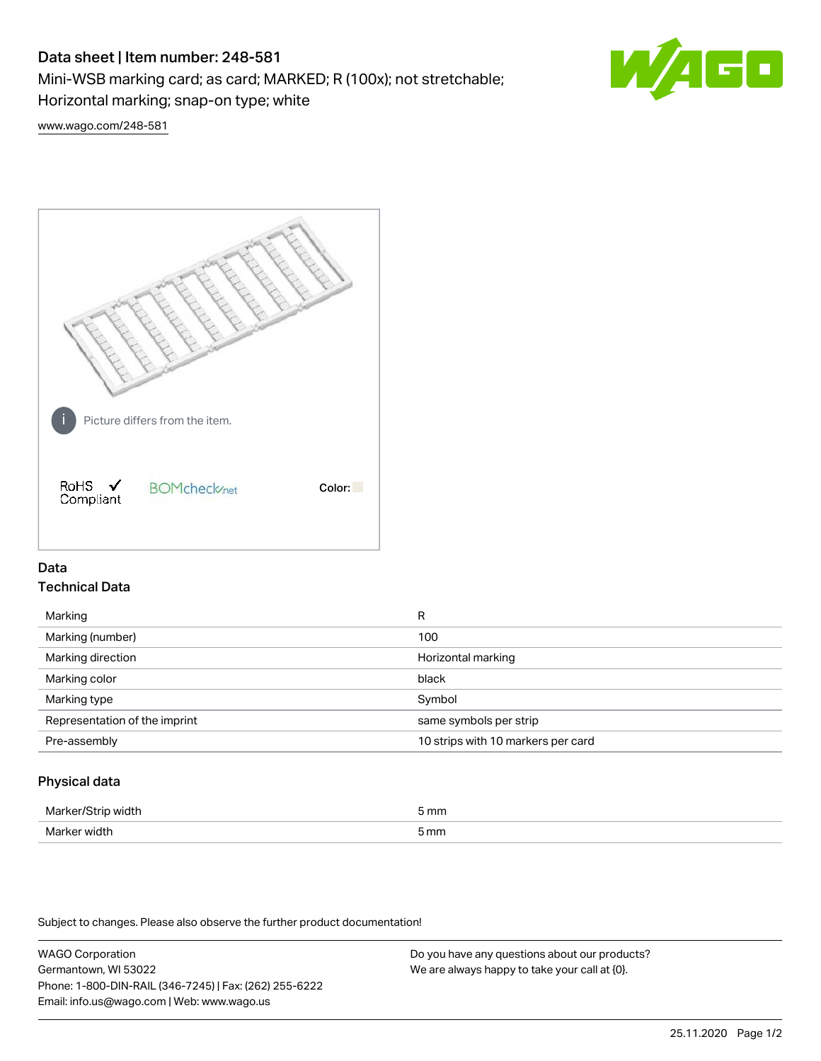# Data sheet | Item number: 248-581

Mini-WSB marking card; as card; MARKED; R (100x); not stretchable; Horizontal marking; snap-on type; white

www.wago.com/248-581

Picture differs from the item.

RoHS ✓ Compliant

BOMcheck.net

Color:

## Data

### Technical Data

| | |
|---|---|
| Marking | R |
| Marking (number) | 100 |
| Marking direction | Horizontal marking |
| Marking color | black |
| Marking type | Symbol |
| Representation of the imprint | same symbols per strip |
| Pre-assembly | 10 strips with 10 markers per card |

### Physical data

| | |
|---|---|
| Marker/Strip width | 5 mm |
| Marker width | 5 mm |

Subject to changes. Please also observe the further product documentation!

WAGO Corporation
Germantown, WI 53022
Phone: 1-800-DIN-RAIL (346-7245) | Fax: (262) 255-6222
Email: info.us@wago.com | Web: www.wago.us

Do you have any questions about our products?
We are always happy to take your call at {0}.

25.11.2020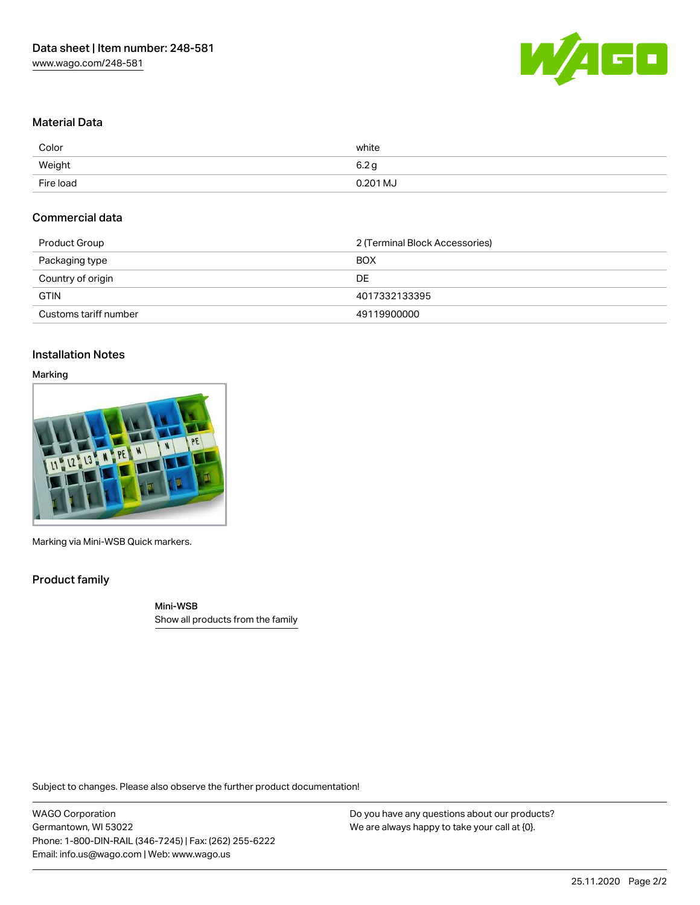## Material Data

| | |
|---|---|
| Color | white |
| Weight | 6.2 g |
| Fire load | 0.201 MJ |

## Commercial data

| | |
|---|---|
| Product Group | 2 (Terminal Block Accessories) |
| Packaging type | BOX |
| Country of origin | DE |
| GTIN | 4017332133395 |
| Customs tariff number | 49119900000 |

## Installation Notes

### Marking

Marking via Mini-WSB Quick markers.

## Product family

Mini-WSB

Show all products from the family

Subject to changes. Please also observe the further product documentation!

WAGO Corporation
Germantown, WI 53022
Phone: 1-800-DIN-RAIL (346-7245) | Fax: (262) 255-6222
Email: info.us@wago.com | Web: www.wago.us

Do you have any questions about our products?
We are always happy to take your call at {0}.